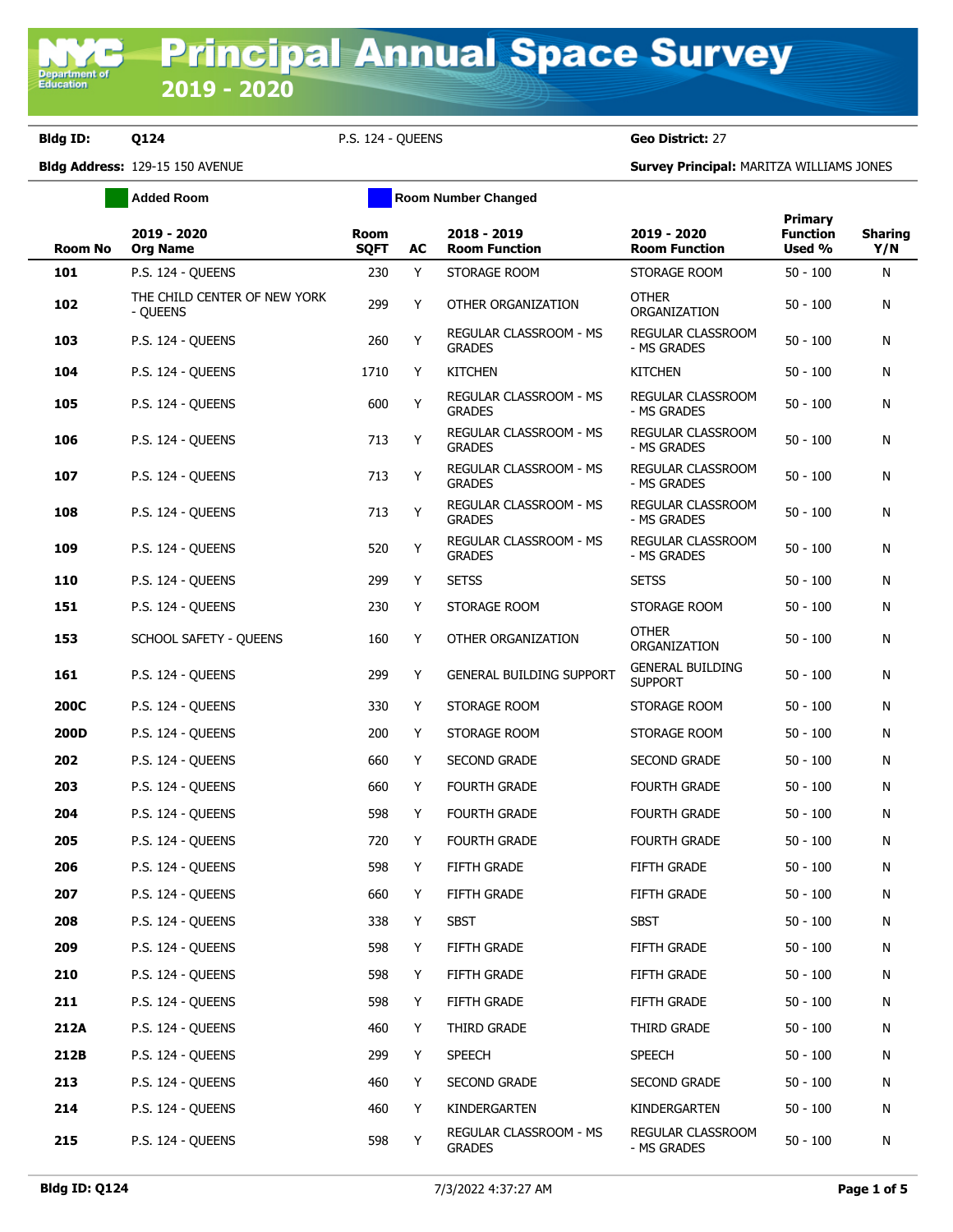# Principal Annual Space Survey

## 2019 - 2020

**Bldg ID:** Q124 P.S. 124 - QUEENS **Geo District:** 27

**Bldg Address:** 129-15 150 AVENUE **Survey Principal:** MARITZA WILLIAMS JONES

Added Room | Room Number Changed

| Room No | 2019 - 2020 Org Name | Room SQFT | AC | 2018 - 2019 Room Function | 2019 - 2020 Room Function | Primary Function Used % | Sharing Y/N |
|---|---|---|---|---|---|---|---|
| 101 | P.S. 124 - QUEENS | 230 | Y | STORAGE ROOM | STORAGE ROOM | 50 - 100 | N |
| 102 | THE CHILD CENTER OF NEW YORK - QUEENS | 299 | Y | OTHER ORGANIZATION | OTHER ORGANIZATION | 50 - 100 | N |
| 103 | P.S. 124 - QUEENS | 260 | Y | REGULAR CLASSROOM - MS GRADES | REGULAR CLASSROOM - MS GRADES | 50 - 100 | N |
| 104 | P.S. 124 - QUEENS | 1710 | Y | KITCHEN | KITCHEN | 50 - 100 | N |
| 105 | P.S. 124 - QUEENS | 600 | Y | REGULAR CLASSROOM - MS GRADES | REGULAR CLASSROOM - MS GRADES | 50 - 100 | N |
| 106 | P.S. 124 - QUEENS | 713 | Y | REGULAR CLASSROOM - MS GRADES | REGULAR CLASSROOM - MS GRADES | 50 - 100 | N |
| 107 | P.S. 124 - QUEENS | 713 | Y | REGULAR CLASSROOM - MS GRADES | REGULAR CLASSROOM - MS GRADES | 50 - 100 | N |
| 108 | P.S. 124 - QUEENS | 713 | Y | REGULAR CLASSROOM - MS GRADES | REGULAR CLASSROOM - MS GRADES | 50 - 100 | N |
| 109 | P.S. 124 - QUEENS | 520 | Y | REGULAR CLASSROOM - MS GRADES | REGULAR CLASSROOM - MS GRADES | 50 - 100 | N |
| 110 | P.S. 124 - QUEENS | 299 | Y | SETSS | SETSS | 50 - 100 | N |
| 151 | P.S. 124 - QUEENS | 230 | Y | STORAGE ROOM | STORAGE ROOM | 50 - 100 | N |
| 153 | SCHOOL SAFETY - QUEENS | 160 | Y | OTHER ORGANIZATION | OTHER ORGANIZATION | 50 - 100 | N |
| 161 | P.S. 124 - QUEENS | 299 | Y | GENERAL BUILDING SUPPORT | GENERAL BUILDING SUPPORT | 50 - 100 | N |
| 200C | P.S. 124 - QUEENS | 330 | Y | STORAGE ROOM | STORAGE ROOM | 50 - 100 | N |
| 200D | P.S. 124 - QUEENS | 200 | Y | STORAGE ROOM | STORAGE ROOM | 50 - 100 | N |
| 202 | P.S. 124 - QUEENS | 660 | Y | SECOND GRADE | SECOND GRADE | 50 - 100 | N |
| 203 | P.S. 124 - QUEENS | 660 | Y | FOURTH GRADE | FOURTH GRADE | 50 - 100 | N |
| 204 | P.S. 124 - QUEENS | 598 | Y | FOURTH GRADE | FOURTH GRADE | 50 - 100 | N |
| 205 | P.S. 124 - QUEENS | 720 | Y | FOURTH GRADE | FOURTH GRADE | 50 - 100 | N |
| 206 | P.S. 124 - QUEENS | 598 | Y | FIFTH GRADE | FIFTH GRADE | 50 - 100 | N |
| 207 | P.S. 124 - QUEENS | 660 | Y | FIFTH GRADE | FIFTH GRADE | 50 - 100 | N |
| 208 | P.S. 124 - QUEENS | 338 | Y | SBST | SBST | 50 - 100 | N |
| 209 | P.S. 124 - QUEENS | 598 | Y | FIFTH GRADE | FIFTH GRADE | 50 - 100 | N |
| 210 | P.S. 124 - QUEENS | 598 | Y | FIFTH GRADE | FIFTH GRADE | 50 - 100 | N |
| 211 | P.S. 124 - QUEENS | 598 | Y | FIFTH GRADE | FIFTH GRADE | 50 - 100 | N |
| 212A | P.S. 124 - QUEENS | 460 | Y | THIRD GRADE | THIRD GRADE | 50 - 100 | N |
| 212B | P.S. 124 - QUEENS | 299 | Y | SPEECH | SPEECH | 50 - 100 | N |
| 213 | P.S. 124 - QUEENS | 460 | Y | SECOND GRADE | SECOND GRADE | 50 - 100 | N |
| 214 | P.S. 124 - QUEENS | 460 | Y | KINDERGARTEN | KINDERGARTEN | 50 - 100 | N |
| 215 | P.S. 124 - QUEENS | 598 | Y | REGULAR CLASSROOM - MS GRADES | REGULAR CLASSROOM - MS GRADES | 50 - 100 | N |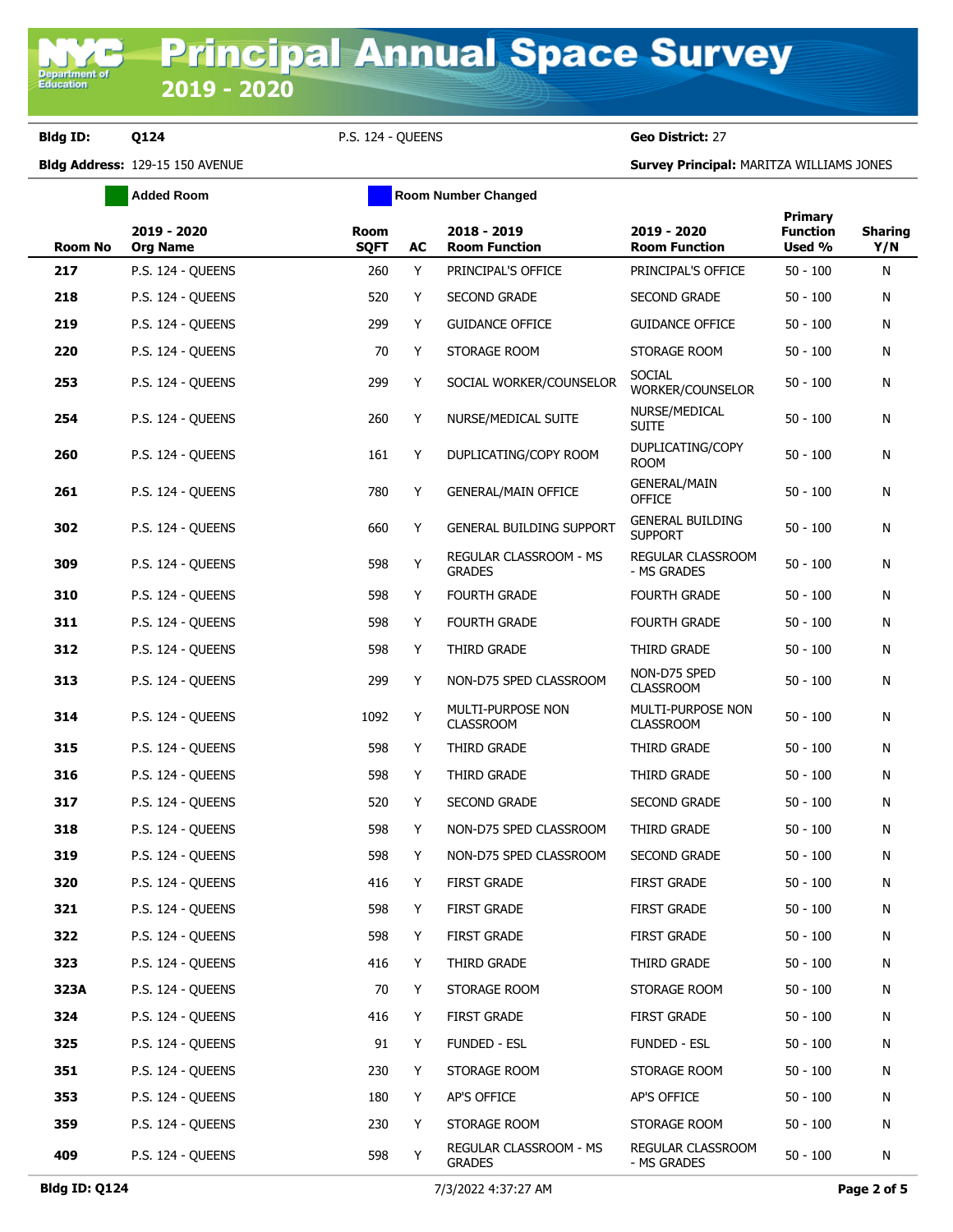# Principal Annual Space Survey 2019 - 2020

**Bldg ID:** Q124 P.S. 124 - QUEENS **Geo District:** 27

**Bldg Address:** 129-15 150 AVENUE **Survey Principal:** MARITZA WILLIAMS JONES

Added Room | Room Number Changed

| Room No | 2019 - 2020 Org Name | Room SQFT | AC | 2018 - 2019 Room Function | 2019 - 2020 Room Function | Primary Function Used % | Sharing Y/N |
|---|---|---|---|---|---|---|---|
| 217 | P.S. 124 - QUEENS | 260 | Y | PRINCIPAL'S OFFICE | PRINCIPAL'S OFFICE | 50 - 100 | N |
| 218 | P.S. 124 - QUEENS | 520 | Y | SECOND GRADE | SECOND GRADE | 50 - 100 | N |
| 219 | P.S. 124 - QUEENS | 299 | Y | GUIDANCE OFFICE | GUIDANCE OFFICE | 50 - 100 | N |
| 220 | P.S. 124 - QUEENS | 70 | Y | STORAGE ROOM | STORAGE ROOM | 50 - 100 | N |
| 253 | P.S. 124 - QUEENS | 299 | Y | SOCIAL WORKER/COUNSELOR | SOCIAL WORKER/COUNSELOR | 50 - 100 | N |
| 254 | P.S. 124 - QUEENS | 260 | Y | NURSE/MEDICAL SUITE | NURSE/MEDICAL SUITE | 50 - 100 | N |
| 260 | P.S. 124 - QUEENS | 161 | Y | DUPLICATING/COPY ROOM | DUPLICATING/COPY ROOM | 50 - 100 | N |
| 261 | P.S. 124 - QUEENS | 780 | Y | GENERAL/MAIN OFFICE | GENERAL/MAIN OFFICE | 50 - 100 | N |
| 302 | P.S. 124 - QUEENS | 660 | Y | GENERAL BUILDING SUPPORT | GENERAL BUILDING SUPPORT | 50 - 100 | N |
| 309 | P.S. 124 - QUEENS | 598 | Y | REGULAR CLASSROOM - MS GRADES | REGULAR CLASSROOM - MS GRADES | 50 - 100 | N |
| 310 | P.S. 124 - QUEENS | 598 | Y | FOURTH GRADE | FOURTH GRADE | 50 - 100 | N |
| 311 | P.S. 124 - QUEENS | 598 | Y | FOURTH GRADE | FOURTH GRADE | 50 - 100 | N |
| 312 | P.S. 124 - QUEENS | 598 | Y | THIRD GRADE | THIRD GRADE | 50 - 100 | N |
| 313 | P.S. 124 - QUEENS | 299 | Y | NON-D75 SPED CLASSROOM | NON-D75 SPED CLASSROOM | 50 - 100 | N |
| 314 | P.S. 124 - QUEENS | 1092 | Y | MULTI-PURPOSE NON CLASSROOM | MULTI-PURPOSE NON CLASSROOM | 50 - 100 | N |
| 315 | P.S. 124 - QUEENS | 598 | Y | THIRD GRADE | THIRD GRADE | 50 - 100 | N |
| 316 | P.S. 124 - QUEENS | 598 | Y | THIRD GRADE | THIRD GRADE | 50 - 100 | N |
| 317 | P.S. 124 - QUEENS | 520 | Y | SECOND GRADE | SECOND GRADE | 50 - 100 | N |
| 318 | P.S. 124 - QUEENS | 598 | Y | NON-D75 SPED CLASSROOM | THIRD GRADE | 50 - 100 | N |
| 319 | P.S. 124 - QUEENS | 598 | Y | NON-D75 SPED CLASSROOM | SECOND GRADE | 50 - 100 | N |
| 320 | P.S. 124 - QUEENS | 416 | Y | FIRST GRADE | FIRST GRADE | 50 - 100 | N |
| 321 | P.S. 124 - QUEENS | 598 | Y | FIRST GRADE | FIRST GRADE | 50 - 100 | N |
| 322 | P.S. 124 - QUEENS | 598 | Y | FIRST GRADE | FIRST GRADE | 50 - 100 | N |
| 323 | P.S. 124 - QUEENS | 416 | Y | THIRD GRADE | THIRD GRADE | 50 - 100 | N |
| 323A | P.S. 124 - QUEENS | 70 | Y | STORAGE ROOM | STORAGE ROOM | 50 - 100 | N |
| 324 | P.S. 124 - QUEENS | 416 | Y | FIRST GRADE | FIRST GRADE | 50 - 100 | N |
| 325 | P.S. 124 - QUEENS | 91 | Y | FUNDED - ESL | FUNDED - ESL | 50 - 100 | N |
| 351 | P.S. 124 - QUEENS | 230 | Y | STORAGE ROOM | STORAGE ROOM | 50 - 100 | N |
| 353 | P.S. 124 - QUEENS | 180 | Y | AP'S OFFICE | AP'S OFFICE | 50 - 100 | N |
| 359 | P.S. 124 - QUEENS | 230 | Y | STORAGE ROOM | STORAGE ROOM | 50 - 100 | N |
| 409 | P.S. 124 - QUEENS | 598 | Y | REGULAR CLASSROOM - MS GRADES | REGULAR CLASSROOM - MS GRADES | 50 - 100 | N |

**Bldg ID: Q124** 7/3/2022 4:37:27 AM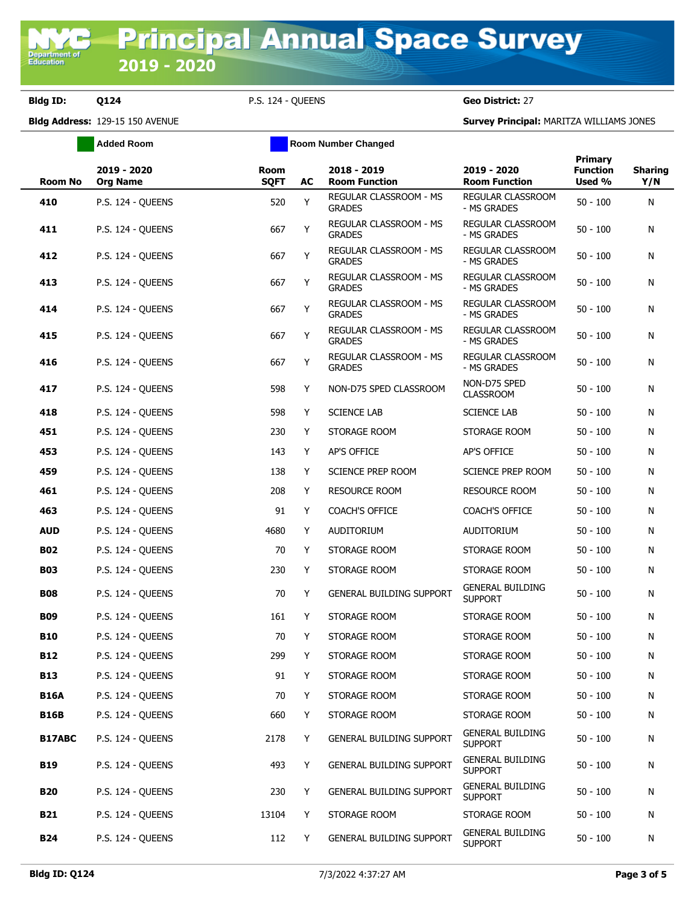# Principal Annual Space Survey 2019 - 2020

**Bldg ID:** Q124 P.S. 124 - QUEENS **Geo District:** 27

**Bldg Address:** 129-15 150 AVENUE **Survey Principal:** MARITZA WILLIAMS JONES

Added Room | Room Number Changed

| Room No | 2019 - 2020 Org Name | Room SQFT | AC | 2018 - 2019 Room Function | 2019 - 2020 Room Function | Primary Function Used % | Sharing Y/N |
|---|---|---|---|---|---|---|---|
| 410 | P.S. 124 - QUEENS | 520 | Y | REGULAR CLASSROOM - MS GRADES | REGULAR CLASSROOM - MS GRADES | 50 - 100 | N |
| 411 | P.S. 124 - QUEENS | 667 | Y | REGULAR CLASSROOM - MS GRADES | REGULAR CLASSROOM - MS GRADES | 50 - 100 | N |
| 412 | P.S. 124 - QUEENS | 667 | Y | REGULAR CLASSROOM - MS GRADES | REGULAR CLASSROOM - MS GRADES | 50 - 100 | N |
| 413 | P.S. 124 - QUEENS | 667 | Y | REGULAR CLASSROOM - MS GRADES | REGULAR CLASSROOM - MS GRADES | 50 - 100 | N |
| 414 | P.S. 124 - QUEENS | 667 | Y | REGULAR CLASSROOM - MS GRADES | REGULAR CLASSROOM - MS GRADES | 50 - 100 | N |
| 415 | P.S. 124 - QUEENS | 667 | Y | REGULAR CLASSROOM - MS GRADES | REGULAR CLASSROOM - MS GRADES | 50 - 100 | N |
| 416 | P.S. 124 - QUEENS | 667 | Y | REGULAR CLASSROOM - MS GRADES | REGULAR CLASSROOM - MS GRADES | 50 - 100 | N |
| 417 | P.S. 124 - QUEENS | 598 | Y | NON-D75 SPED CLASSROOM | NON-D75 SPED CLASSROOM | 50 - 100 | N |
| 418 | P.S. 124 - QUEENS | 598 | Y | SCIENCE LAB | SCIENCE LAB | 50 - 100 | N |
| 451 | P.S. 124 - QUEENS | 230 | Y | STORAGE ROOM | STORAGE ROOM | 50 - 100 | N |
| 453 | P.S. 124 - QUEENS | 143 | Y | AP'S OFFICE | AP'S OFFICE | 50 - 100 | N |
| 459 | P.S. 124 - QUEENS | 138 | Y | SCIENCE PREP ROOM | SCIENCE PREP ROOM | 50 - 100 | N |
| 461 | P.S. 124 - QUEENS | 208 | Y | RESOURCE ROOM | RESOURCE ROOM | 50 - 100 | N |
| 463 | P.S. 124 - QUEENS | 91 | Y | COACH'S OFFICE | COACH'S OFFICE | 50 - 100 | N |
| AUD | P.S. 124 - QUEENS | 4680 | Y | AUDITORIUM | AUDITORIUM | 50 - 100 | N |
| B02 | P.S. 124 - QUEENS | 70 | Y | STORAGE ROOM | STORAGE ROOM | 50 - 100 | N |
| B03 | P.S. 124 - QUEENS | 230 | Y | STORAGE ROOM | STORAGE ROOM | 50 - 100 | N |
| B08 | P.S. 124 - QUEENS | 70 | Y | GENERAL BUILDING SUPPORT | GENERAL BUILDING SUPPORT | 50 - 100 | N |
| B09 | P.S. 124 - QUEENS | 161 | Y | STORAGE ROOM | STORAGE ROOM | 50 - 100 | N |
| B10 | P.S. 124 - QUEENS | 70 | Y | STORAGE ROOM | STORAGE ROOM | 50 - 100 | N |
| B12 | P.S. 124 - QUEENS | 299 | Y | STORAGE ROOM | STORAGE ROOM | 50 - 100 | N |
| B13 | P.S. 124 - QUEENS | 91 | Y | STORAGE ROOM | STORAGE ROOM | 50 - 100 | N |
| B16A | P.S. 124 - QUEENS | 70 | Y | STORAGE ROOM | STORAGE ROOM | 50 - 100 | N |
| B16B | P.S. 124 - QUEENS | 660 | Y | STORAGE ROOM | STORAGE ROOM | 50 - 100 | N |
| B17ABC | P.S. 124 - QUEENS | 2178 | Y | GENERAL BUILDING SUPPORT | GENERAL BUILDING SUPPORT | 50 - 100 | N |
| B19 | P.S. 124 - QUEENS | 493 | Y | GENERAL BUILDING SUPPORT | GENERAL BUILDING SUPPORT | 50 - 100 | N |
| B20 | P.S. 124 - QUEENS | 230 | Y | GENERAL BUILDING SUPPORT | GENERAL BUILDING SUPPORT | 50 - 100 | N |
| B21 | P.S. 124 - QUEENS | 13104 | Y | STORAGE ROOM | STORAGE ROOM | 50 - 100 | N |
| B24 | P.S. 124 - QUEENS | 112 | Y | GENERAL BUILDING SUPPORT | GENERAL BUILDING SUPPORT | 50 - 100 | N |

**Bldg ID: Q124** 7/3/2022 4:37:27 AM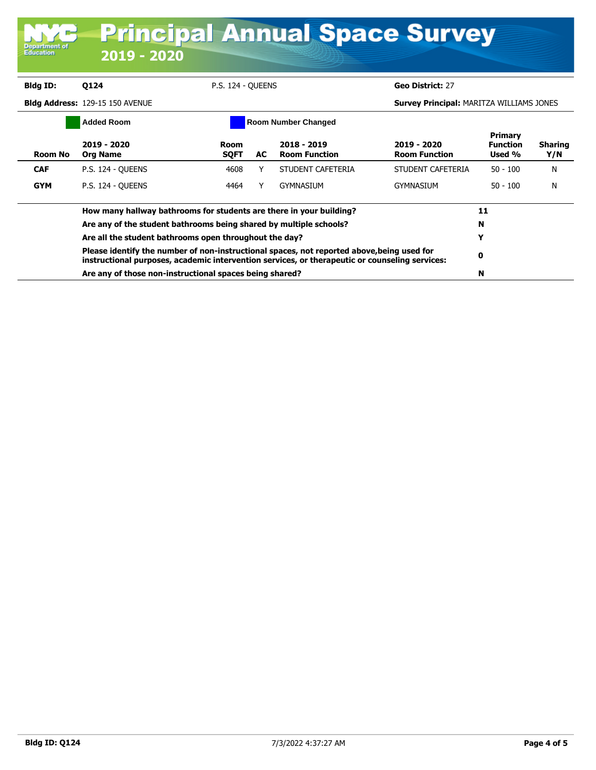# Principal Annual Space Survey

## 2019 - 2020

**Bldg ID:** Q124 | P.S. 124 - QUEENS | **Geo District:** 27

**Bldg Address:** 129-15 150 AVENUE | **Survey Principal:** MARITZA WILLIAMS JONES

Added Room | Room Number Changed

| Room No | 2019 - 2020 Org Name | Room SQFT | AC | 2018 - 2019 Room Function | 2019 - 2020 Room Function | Primary Function Used % | Sharing Y/N |
|---|---|---|---|---|---|---|---|
| **CAF** | P.S. 124 - QUEENS | 4608 | Y | STUDENT CAFETERIA | STUDENT CAFETERIA | 50 - 100 | N |
| **GYM** | P.S. 124 - QUEENS | 4464 | Y | GYMNASIUM | GYMNASIUM | 50 - 100 | N |

| Question | Answer |
|---|---|
| **How many hallway bathrooms for students are there in your building?** | **11** |
| **Are any of the student bathrooms being shared by multiple schools?** | **N** |
| **Are all the student bathrooms open throughout the day?** | **Y** |
| **Please identify the number of non-instructional spaces, not reported above,being used for instructional purposes, academic intervention services, or therapeutic or counseling services:** | **0** |
| **Are any of those non-instructional spaces being shared?** | **N** |

**Bldg ID: Q124** 7/3/2022 4:37:27 AM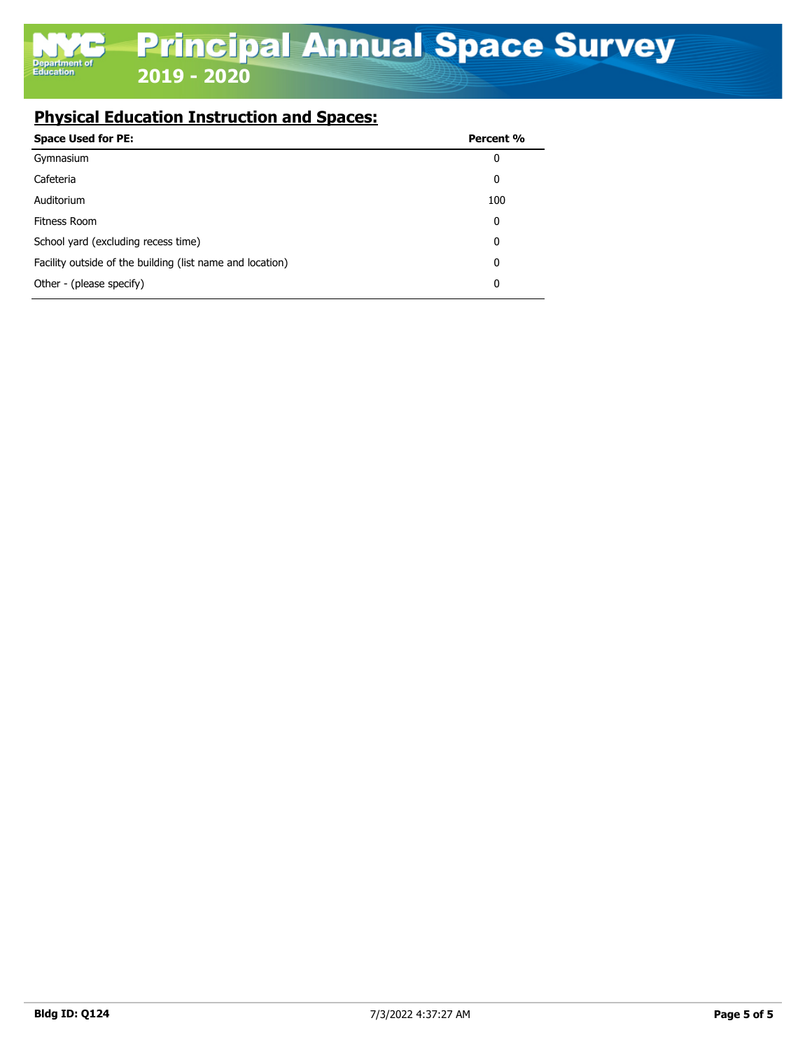# Principal Annual Space Survey

## 2019 - 2020

## Physical Education Instruction and Spaces:

| Space Used for PE: | Percent % |
|---|---|
| Gymnasium | 0 |
| Cafeteria | 0 |
| Auditorium | 100 |
| Fitness Room | 0 |
| School yard (excluding recess time) | 0 |
| Facility outside of the building (list name and location) | 0 |
| Other - (please specify) | 0 |